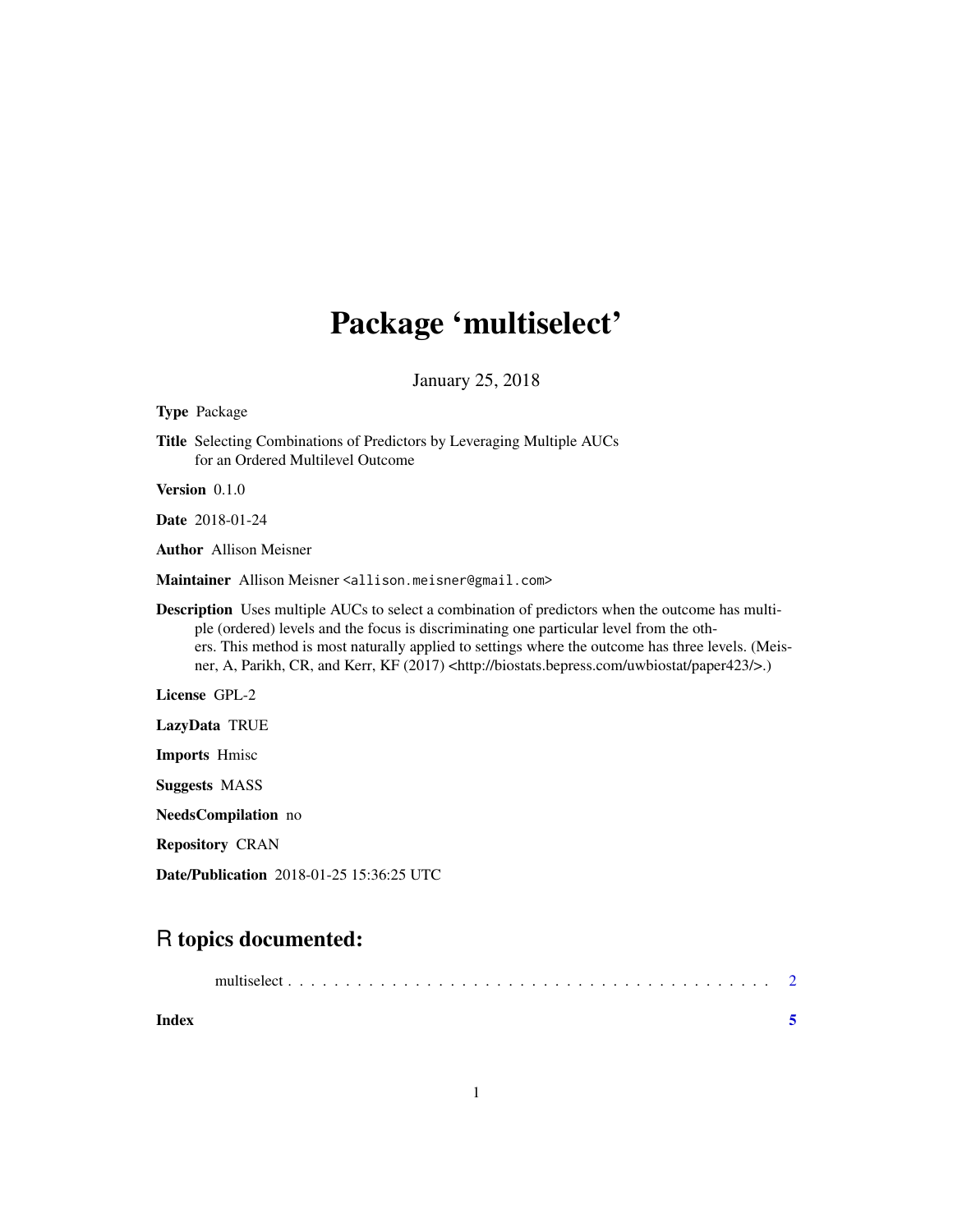# Package 'multiselect'

January 25, 2018

**Type** Package

**Title** Selecting Combinations of Predictors by Leveraging Multiple AUCs for an Ordered Multilevel Outcome

**Version** 0.1.0

**Date** 2018-01-24

**Author** Allison Meisner

**Maintainer** Allison Meisner <allison.meisner@gmail.com>

**Description** Uses multiple AUCs to select a combination of predictors when the outcome has multiple (ordered) levels and the focus is discriminating one particular level from the others. This method is most naturally applied to settings where the outcome has three levels. (Meisner, A, Parikh, CR, and Kerr, KF (2017) <http://biostats.bepress.com/uwbiostat/paper423/>.)

**License** GPL-2

**LazyData** TRUE

**Imports** Hmisc

**Suggests** MASS

**NeedsCompilation** no

**Repository** CRAN

**Date/Publication** 2018-01-25 15:36:25 UTC

## R topics documented:

multiselect . . . . . . . . . . . . . . . . . . . . . . . . . . . . . . . . . . . . . . . . . 2

**Index** 5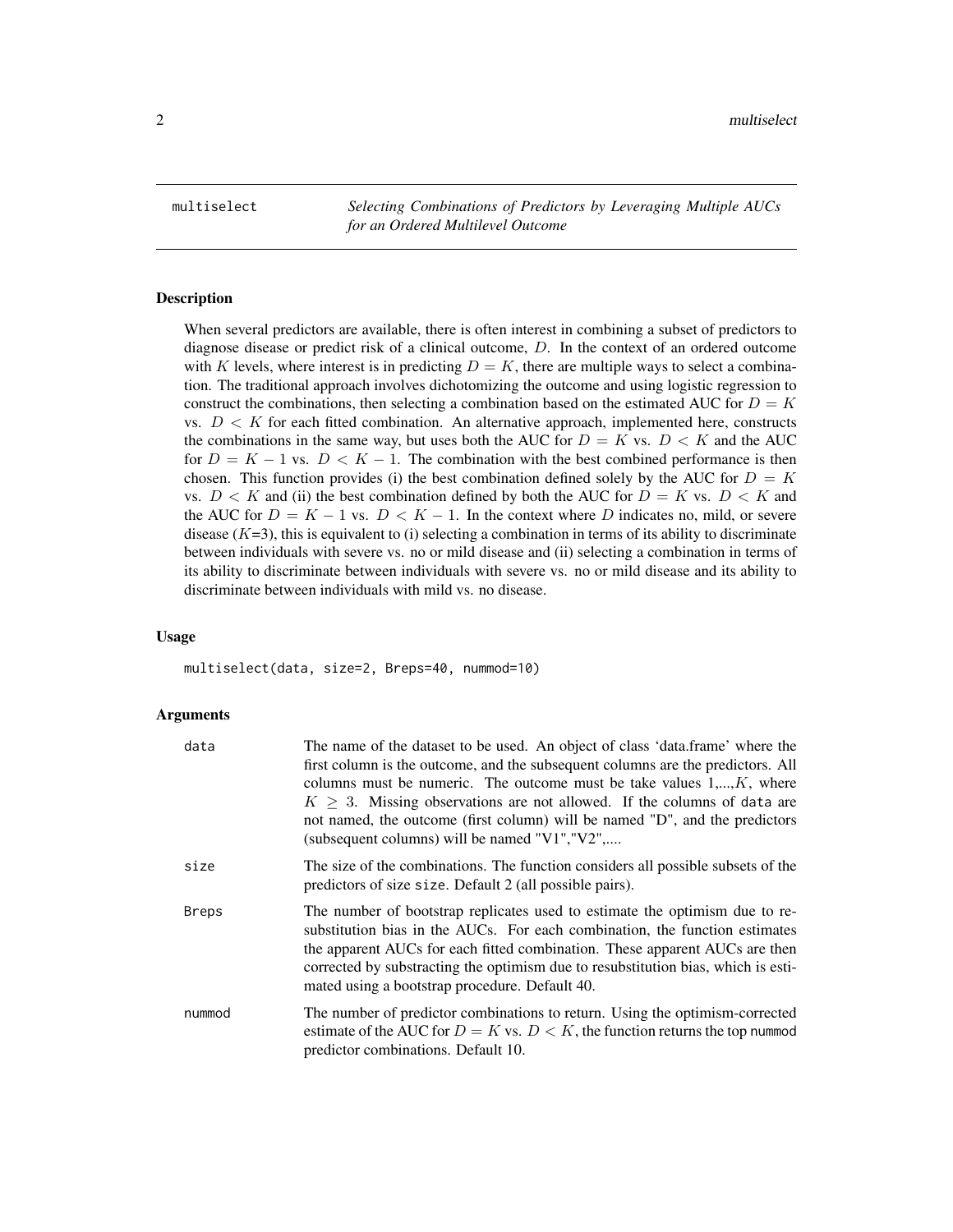# multiselect

*Selecting Combinations of Predictors by Leveraging Multiple AUCs for an Ordered Multilevel Outcome*

## Description

When several predictors are available, there is often interest in combining a subset of predictors to diagnose disease or predict risk of a clinical outcome, $D$. In the context of an ordered outcome with $K$ levels, where interest is in predicting $D = K$, there are multiple ways to select a combination. The traditional approach involves dichotomizing the outcome and using logistic regression to construct the combinations, then selecting a combination based on the estimated AUC for $D = K$ vs. $D < K$ for each fitted combination. An alternative approach, implemented here, constructs the combinations in the same way, but uses both the AUC for $D = K$ vs. $D < K$ and the AUC for $D = K - 1$ vs. $D < K - 1$. The combination with the best combined performance is then chosen. This function provides (i) the best combination defined solely by the AUC for $D = K$ vs. $D < K$ and (ii) the best combination defined by both the AUC for $D = K$ vs. $D < K$ and the AUC for $D = K - 1$ vs. $D < K - 1$. In the context where $D$ indicates no, mild, or severe disease ($K$=3), this is equivalent to (i) selecting a combination in terms of its ability to discriminate between individuals with severe vs. no or mild disease and (ii) selecting a combination in terms of its ability to discriminate between individuals with severe vs. no or mild disease and its ability to discriminate between individuals with mild vs. no disease.

## Usage

```
multiselect(data, size=2, Breps=40, nummod=10)
```

## Arguments

| | |
|---|---|
| `data` | The name of the dataset to be used. An object of class 'data.frame' where the first column is the outcome, and the subsequent columns are the predictors. All columns must be numeric. The outcome must be take values 1,...,$K$, where $K \geq 3$. Missing observations are not allowed. If the columns of `data` are not named, the outcome (first column) will be named "D", and the predictors (subsequent columns) will be named "V1","V2",.... |
| `size` | The size of the combinations. The function considers all possible subsets of the predictors of size `size`. Default 2 (all possible pairs). |
| `Breps` | The number of bootstrap replicates used to estimate the optimism due to resubstitution bias in the AUCs. For each combination, the function estimates the apparent AUCs for each fitted combination. These apparent AUCs are then corrected by substracting the optimism due to resubstitution bias, which is estimated using a bootstrap procedure. Default 40. |
| `nummod` | The number of predictor combinations to return. Using the optimism-corrected estimate of the AUC for $D = K$ vs. $D < K$, the function returns the top `nummod` predictor combinations. Default 10. |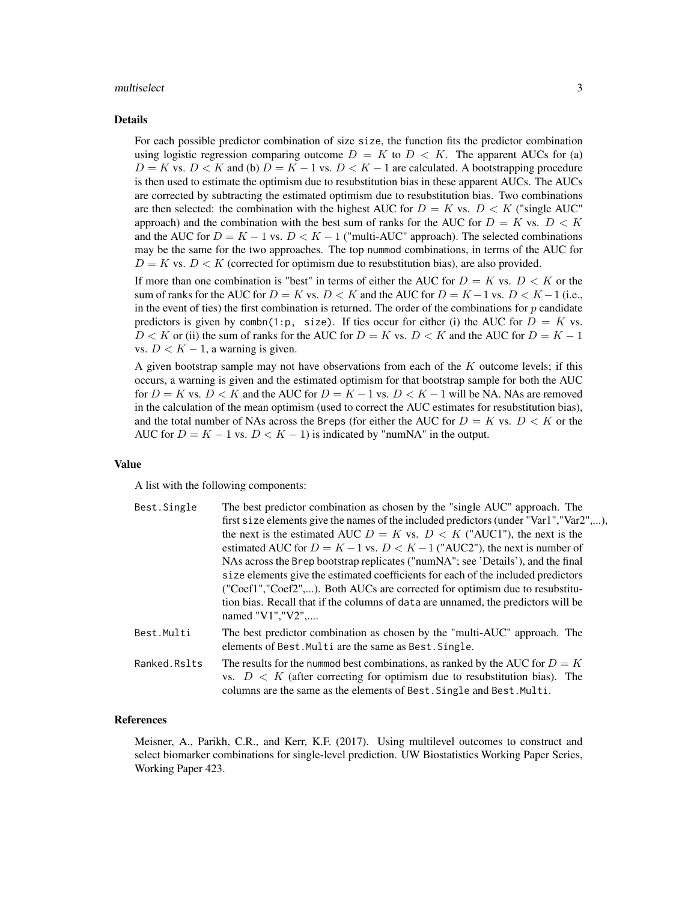## Details

For each possible predictor combination of size `size`, the function fits the predictor combination using logistic regression comparing outcome $D = K$ to $D < K$. The apparent AUCs for (a) $D = K$ vs. $D < K$ and (b) $D = K - 1$ vs. $D < K - 1$ are calculated. A bootstrapping procedure is then used to estimate the optimism due to resubstitution bias in these apparent AUCs. The AUCs are corrected by subtracting the estimated optimism due to resubstitution bias. Two combinations are then selected: the combination with the highest AUC for $D = K$ vs. $D < K$ ("single AUC" approach) and the combination with the best sum of ranks for the AUC for $D = K$ vs. $D < K$ and the AUC for $D = K - 1$ vs. $D < K - 1$ ("multi-AUC" approach). The selected combinations may be the same for the two approaches. The top `nummod` combinations, in terms of the AUC for $D = K$ vs. $D < K$ (corrected for optimism due to resubstitution bias), are also provided.

If more than one combination is "best" in terms of either the AUC for $D = K$ vs. $D < K$ or the sum of ranks for the AUC for $D = K$ vs. $D < K$ and the AUC for $D = K - 1$ vs. $D < K - 1$ (i.e., in the event of ties) the first combination is returned. The order of the combinations for $p$ candidate predictors is given by `combn(1:p, size)`. If ties occur for either (i) the AUC for $D = K$ vs. $D < K$ or (ii) the sum of ranks for the AUC for $D = K$ vs. $D < K$ and the AUC for $D = K - 1$ vs. $D < K - 1$, a warning is given.

A given bootstrap sample may not have observations from each of the $K$ outcome levels; if this occurs, a warning is given and the estimated optimism for that bootstrap sample for both the AUC for $D = K$ vs. $D < K$ and the AUC for $D = K - 1$ vs. $D < K - 1$ will be NA. NAs are removed in the calculation of the mean optimism (used to correct the AUC estimates for resubstitution bias), and the total number of NAs across the `Breps` (for either the AUC for $D = K$ vs. $D < K$ or the AUC for $D = K - 1$ vs. $D < K - 1$) is indicated by "numNA" in the output.

## Value

A list with the following components:

- **`Best.Single`** The best predictor combination as chosen by the "single AUC" approach. The first `size` elements give the names of the included predictors (under "Var1","Var2",...), the next is the estimated AUC $D = K$ vs. $D < K$ ("AUC1"), the next is the estimated AUC for $D = K - 1$ vs. $D < K - 1$ ("AUC2"), the next is number of NAs across the `Brep` bootstrap replicates ("numNA"; see 'Details'), and the final `size` elements give the estimated coefficients for each of the included predictors ("Coef1","Coef2",...). Both AUCs are corrected for optimism due to resubstitution bias. Recall that if the columns of `data` are unnamed, the predictors will be named "V1","V2",....
- **`Best.Multi`** The best predictor combination as chosen by the "multi-AUC" approach. The elements of `Best.Multi` are the same as `Best.Single`.
- **`Ranked.Rslts`** The results for the `nummod` best combinations, as ranked by the AUC for $D = K$ vs. $D < K$ (after correcting for optimism due to resubstitution bias). The columns are the same as the elements of `Best.Single` and `Best.Multi`.

## References

Meisner, A., Parikh, C.R., and Kerr, K.F. (2017). Using multilevel outcomes to construct and select biomarker combinations for single-level prediction. UW Biostatistics Working Paper Series, Working Paper 423.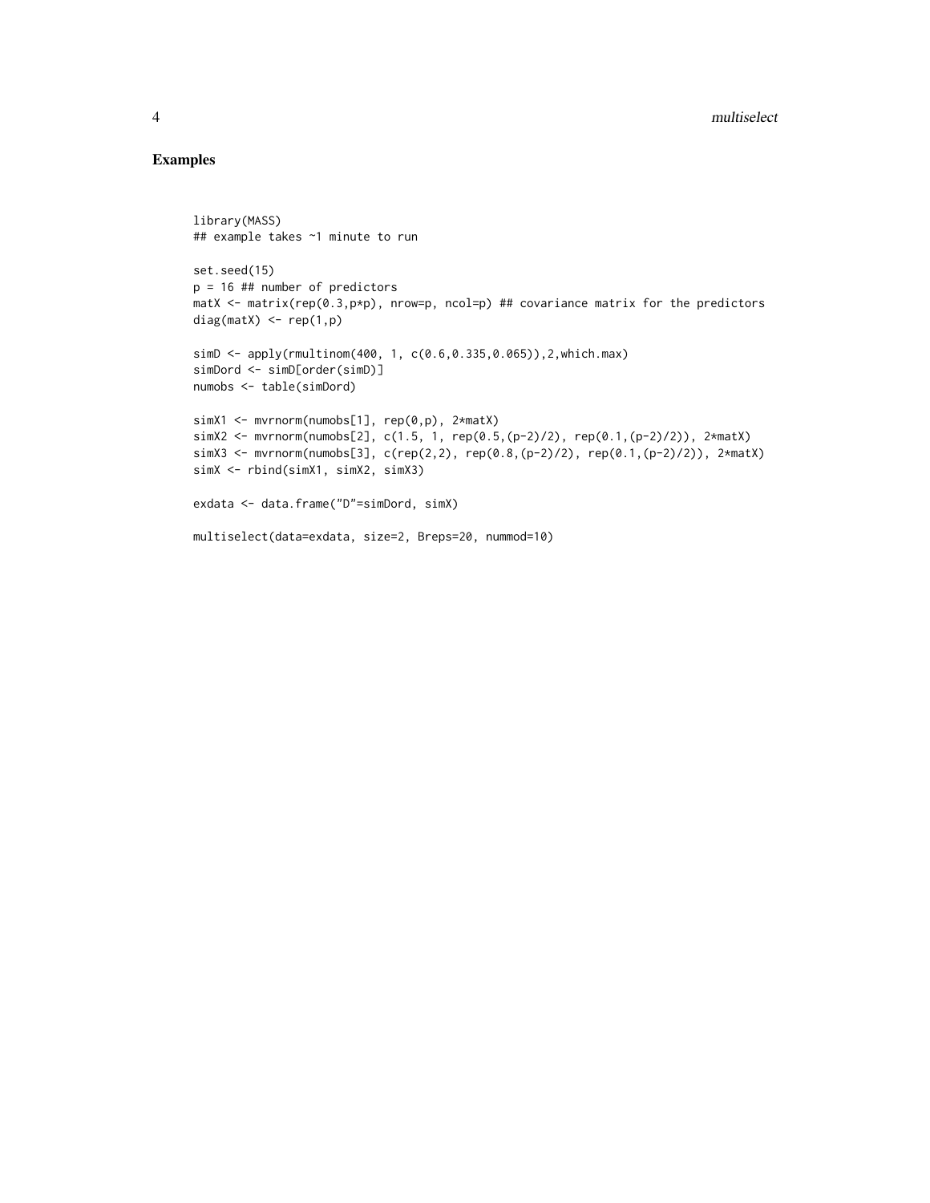## Examples

```
library(MASS)
## example takes ~1 minute to run

set.seed(15)
p = 16 ## number of predictors
matX <- matrix(rep(0.3,p*p), nrow=p, ncol=p) ## covariance matrix for the predictors
diag(matX) <- rep(1,p)

simD <- apply(rmultinom(400, 1, c(0.6,0.335,0.065)),2,which.max)
simDord <- simD[order(simD)]
numobs <- table(simDord)

simX1 <- mvrnorm(numobs[1], rep(0,p), 2*matX)
simX2 <- mvrnorm(numobs[2], c(1.5, 1, rep(0.5,(p-2)/2), rep(0.1,(p-2)/2)), 2*matX)
simX3 <- mvrnorm(numobs[3], c(rep(2,2), rep(0.8,(p-2)/2), rep(0.1,(p-2)/2)), 2*matX)
simX <- rbind(simX1, simX2, simX3)

exdata <- data.frame("D"=simDord, simX)

multiselect(data=exdata, size=2, Breps=20, nummod=10)
```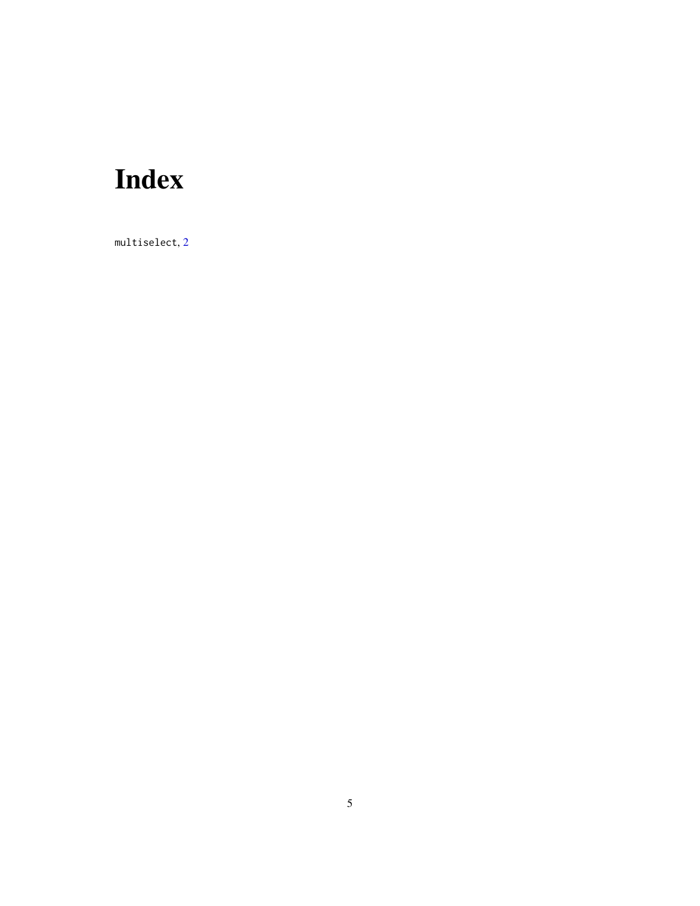# Index

multiselect, 2